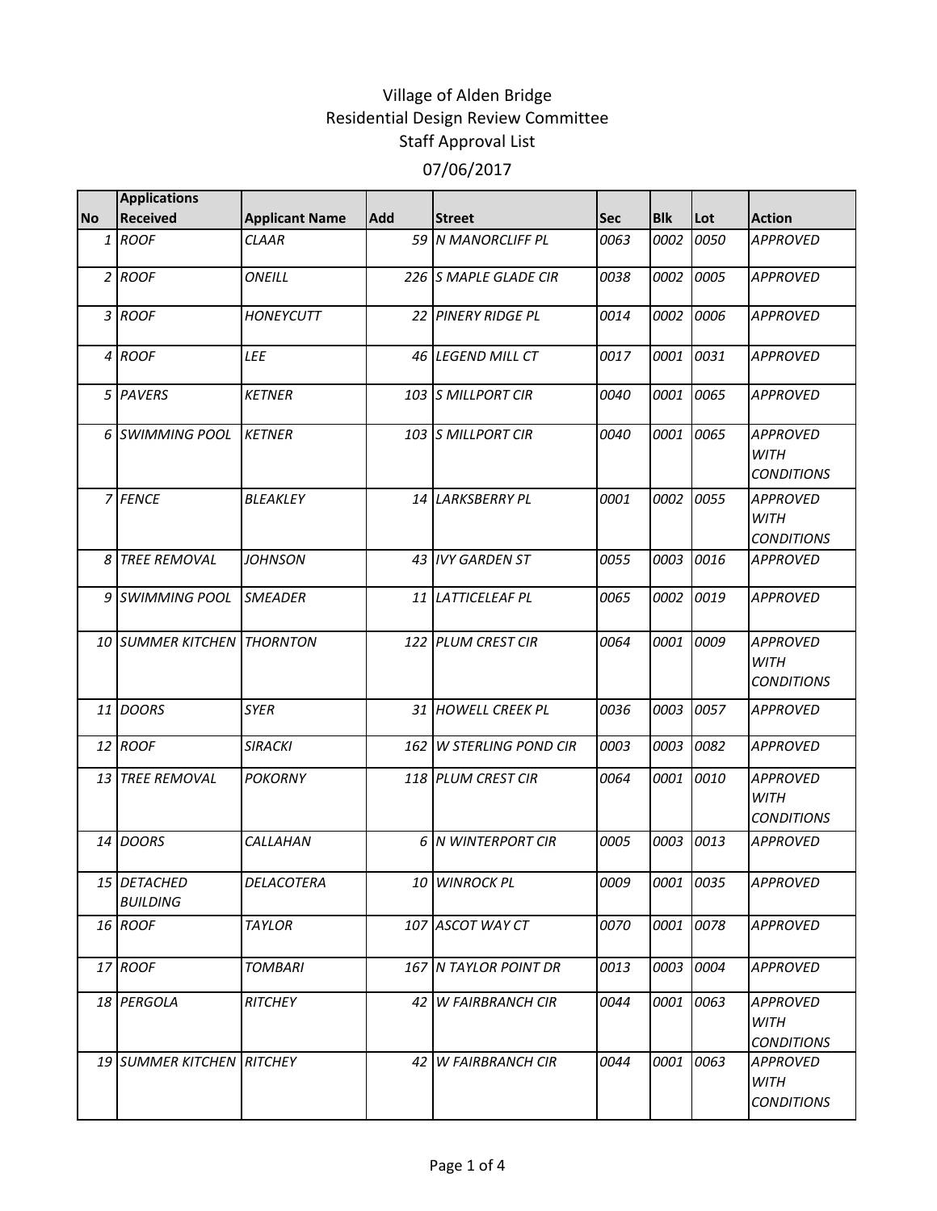# Village of Alden Bridge
## Residential Design Review Committee
## Staff Approval List
## 07/06/2017

| No | Applications Received | Applicant Name | Add | Street | Sec | Blk | Lot | Action |
|---|---|---|---|---|---|---|---|---|
| 1 | ROOF | CLAAR | 59 | N MANORCLIFF PL | 0063 | 0002 | 0050 | APPROVED |
| 2 | ROOF | ONEILL | 226 | S MAPLE GLADE CIR | 0038 | 0002 | 0005 | APPROVED |
| 3 | ROOF | HONEYCUTT | 22 | PINERY RIDGE PL | 0014 | 0002 | 0006 | APPROVED |
| 4 | ROOF | LEE | 46 | LEGEND MILL CT | 0017 | 0001 | 0031 | APPROVED |
| 5 | PAVERS | KETNER | 103 | S MILLPORT CIR | 0040 | 0001 | 0065 | APPROVED |
| 6 | SWIMMING POOL | KETNER | 103 | S MILLPORT CIR | 0040 | 0001 | 0065 | APPROVED WITH CONDITIONS |
| 7 | FENCE | BLEAKLEY | 14 | LARKSBERRY PL | 0001 | 0002 | 0055 | APPROVED WITH CONDITIONS |
| 8 | TREE REMOVAL | JOHNSON | 43 | IVY GARDEN ST | 0055 | 0003 | 0016 | APPROVED |
| 9 | SWIMMING POOL | SMEADER | 11 | LATTICELEAF PL | 0065 | 0002 | 0019 | APPROVED |
| 10 | SUMMER KITCHEN | THORNTON | 122 | PLUM CREST CIR | 0064 | 0001 | 0009 | APPROVED WITH CONDITIONS |
| 11 | DOORS | SYER | 31 | HOWELL CREEK PL | 0036 | 0003 | 0057 | APPROVED |
| 12 | ROOF | SIRACKI | 162 | W STERLING POND CIR | 0003 | 0003 | 0082 | APPROVED |
| 13 | TREE REMOVAL | POKORNY | 118 | PLUM CREST CIR | 0064 | 0001 | 0010 | APPROVED WITH CONDITIONS |
| 14 | DOORS | CALLAHAN | 6 | N WINTERPORT CIR | 0005 | 0003 | 0013 | APPROVED |
| 15 | DETACHED BUILDING | DELACOTERA | 10 | WINROCK PL | 0009 | 0001 | 0035 | APPROVED |
| 16 | ROOF | TAYLOR | 107 | ASCOT WAY CT | 0070 | 0001 | 0078 | APPROVED |
| 17 | ROOF | TOMBARI | 167 | N TAYLOR POINT DR | 0013 | 0003 | 0004 | APPROVED |
| 18 | PERGOLA | RITCHEY | 42 | W FAIRBRANCH CIR | 0044 | 0001 | 0063 | APPROVED WITH CONDITIONS |
| 19 | SUMMER KITCHEN | RITCHEY | 42 | W FAIRBRANCH CIR | 0044 | 0001 | 0063 | APPROVED WITH CONDITIONS |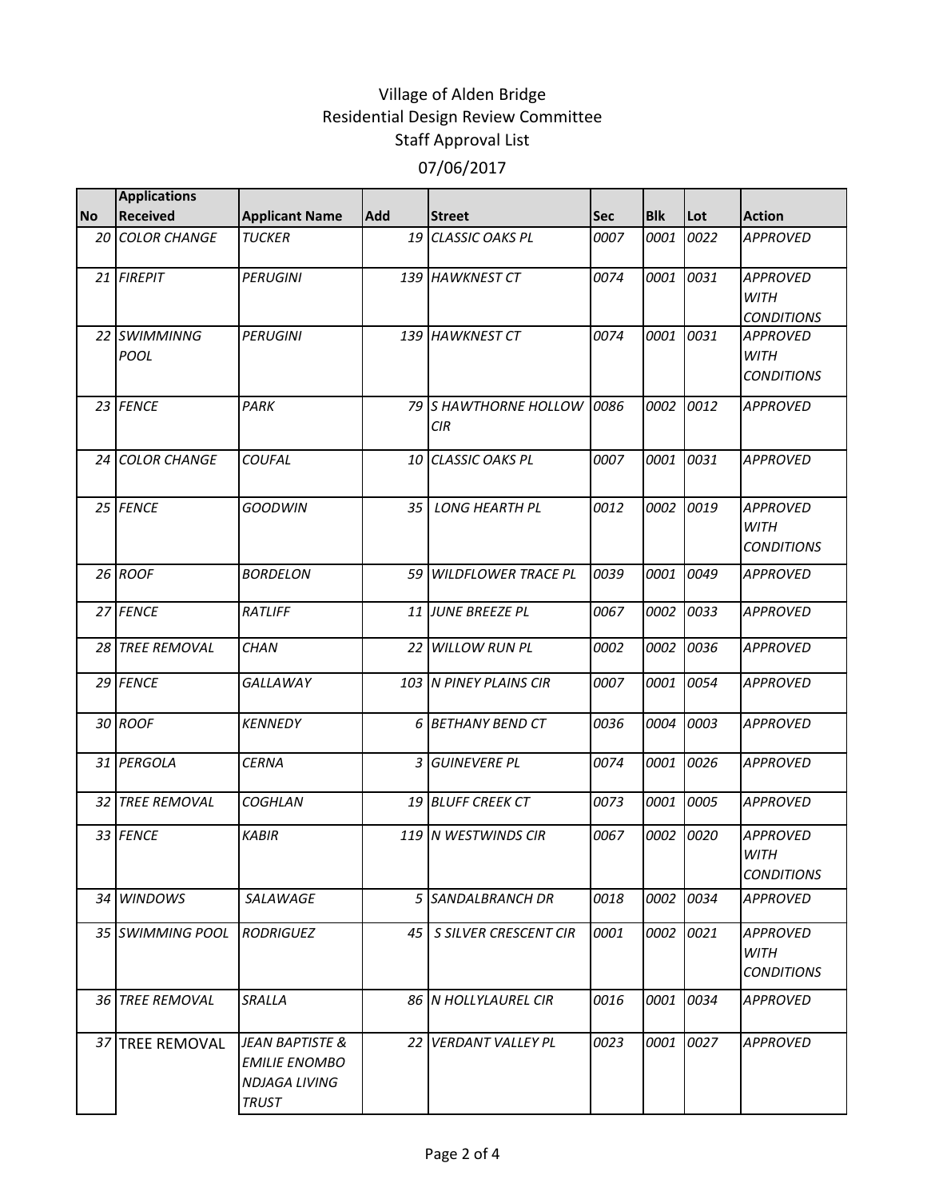# Village of Alden Bridge
## Residential Design Review Committee
## Staff Approval List
### 07/06/2017

| No | Applications Received | Applicant Name | Add | Street | Sec | Blk | Lot | Action |
|---|---|---|---|---|---|---|---|---|
| 20 | *COLOR CHANGE* | *TUCKER* | 19 | *CLASSIC OAKS PL* | *0007* | *0001* | *0022* | *APPROVED* |
| 21 | *FIREPIT* | *PERUGINI* | 139 | *HAWKNEST CT* | *0074* | *0001* | *0031* | *APPROVED WITH CONDITIONS* |
| 22 | *SWIMMINNG POOL* | *PERUGINI* | 139 | *HAWKNEST CT* | *0074* | *0001* | *0031* | *APPROVED WITH CONDITIONS* |
| 23 | *FENCE* | *PARK* | 79 | *S HAWTHORNE HOLLOW CIR* | *0086* | *0002* | *0012* | *APPROVED* |
| 24 | *COLOR CHANGE* | *COUFAL* | 10 | *CLASSIC OAKS PL* | *0007* | *0001* | *0031* | *APPROVED* |
| 25 | *FENCE* | *GOODWIN* | 35 | *LONG HEARTH PL* | *0012* | *0002* | *0019* | *APPROVED WITH CONDITIONS* |
| 26 | *ROOF* | *BORDELON* | 59 | *WILDFLOWER TRACE PL* | *0039* | *0001* | *0049* | *APPROVED* |
| 27 | *FENCE* | *RATLIFF* | 11 | *JUNE BREEZE PL* | *0067* | *0002* | *0033* | *APPROVED* |
| 28 | *TREE REMOVAL* | *CHAN* | 22 | *WILLOW RUN PL* | *0002* | *0002* | *0036* | *APPROVED* |
| 29 | *FENCE* | *GALLAWAY* | 103 | *N PINEY PLAINS CIR* | *0007* | *0001* | *0054* | *APPROVED* |
| 30 | *ROOF* | *KENNEDY* | 6 | *BETHANY BEND CT* | *0036* | *0004* | *0003* | *APPROVED* |
| 31 | *PERGOLA* | *CERNA* | 3 | *GUINEVERE PL* | *0074* | *0001* | *0026* | *APPROVED* |
| 32 | *TREE REMOVAL* | *COGHLAN* | 19 | *BLUFF CREEK CT* | *0073* | *0001* | *0005* | *APPROVED* |
| 33 | *FENCE* | *KABIR* | 119 | *N WESTWINDS CIR* | *0067* | *0002* | *0020* | *APPROVED WITH CONDITIONS* |
| 34 | *WINDOWS* | *SALAWAGE* | 5 | *SANDALBRANCH DR* | *0018* | *0002* | *0034* | *APPROVED* |
| 35 | *SWIMMING POOL* | *RODRIGUEZ* | 45 | *S SILVER CRESCENT CIR* | *0001* | *0002* | *0021* | *APPROVED WITH CONDITIONS* |
| 36 | *TREE REMOVAL* | *SRALLA* | 86 | *N HOLLYLAUREL CIR* | *0016* | *0001* | *0034* | *APPROVED* |
| 37 | TREE REMOVAL | *JEAN BAPTISTE & EMILIE ENOMBO NDJAGA LIVING TRUST* | 22 | *VERDANT VALLEY PL* | *0023* | *0001* | *0027* | *APPROVED* |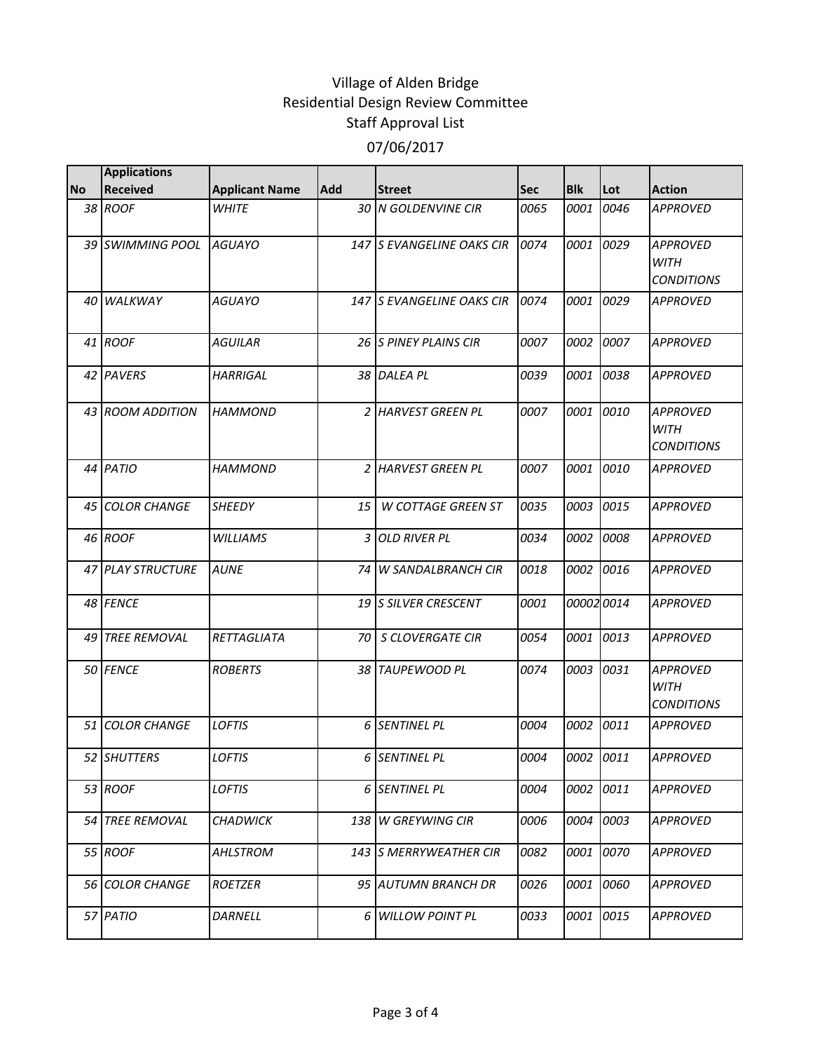Village of Alden Bridge
Residential Design Review Committee
Staff Approval List
07/06/2017

| No | Applications Received | Applicant Name | Add | Street | Sec | Blk | Lot | Action |
|---|---|---|---|---|---|---|---|---|
| 38 | *ROOF* | *WHITE* | 30 | *N GOLDENVINE CIR* | *0065* | *0001* | *0046* | *APPROVED* |
| 39 | *SWIMMING POOL* | *AGUAYO* | 147 | *S EVANGELINE OAKS CIR* | *0074* | *0001* | *0029* | *APPROVED WITH CONDITIONS* |
| 40 | *WALKWAY* | *AGUAYO* | 147 | *S EVANGELINE OAKS CIR* | *0074* | *0001* | *0029* | *APPROVED* |
| 41 | *ROOF* | *AGUILAR* | 26 | *S PINEY PLAINS CIR* | *0007* | *0002* | *0007* | *APPROVED* |
| 42 | *PAVERS* | *HARRIGAL* | 38 | *DALEA PL* | *0039* | *0001* | *0038* | *APPROVED* |
| 43 | *ROOM ADDITION* | *HAMMOND* | 2 | *HARVEST GREEN PL* | *0007* | *0001* | *0010* | *APPROVED WITH CONDITIONS* |
| 44 | *PATIO* | *HAMMOND* | 2 | *HARVEST GREEN PL* | *0007* | *0001* | *0010* | *APPROVED* |
| 45 | *COLOR CHANGE* | *SHEEDY* | 15 | *W COTTAGE GREEN ST* | *0035* | *0003* | *0015* | *APPROVED* |
| 46 | *ROOF* | *WILLIAMS* | 3 | *OLD RIVER PL* | *0034* | *0002* | *0008* | *APPROVED* |
| 47 | *PLAY STRUCTURE* | *AUNE* | 74 | *W SANDALBRANCH CIR* | *0018* | *0002* | *0016* | *APPROVED* |
| 48 | *FENCE* | | 19 | *S SILVER CRESCENT* | *0001* | *00002* | *0014* | *APPROVED* |
| 49 | *TREE REMOVAL* | *RETTAGLIATA* | 70 | *S CLOVERGATE CIR* | *0054* | *0001* | *0013* | *APPROVED* |
| 50 | *FENCE* | *ROBERTS* | 38 | *TAUPEWOOD PL* | *0074* | *0003* | *0031* | *APPROVED WITH CONDITIONS* |
| 51 | *COLOR CHANGE* | *LOFTIS* | 6 | *SENTINEL PL* | *0004* | *0002* | *0011* | *APPROVED* |
| 52 | *SHUTTERS* | *LOFTIS* | 6 | *SENTINEL PL* | *0004* | *0002* | *0011* | *APPROVED* |
| 53 | *ROOF* | *LOFTIS* | 6 | *SENTINEL PL* | *0004* | *0002* | *0011* | *APPROVED* |
| 54 | *TREE REMOVAL* | *CHADWICK* | 138 | *W GREYWING CIR* | *0006* | *0004* | *0003* | *APPROVED* |
| 55 | *ROOF* | *AHLSTROM* | 143 | *S MERRYWEATHER CIR* | *0082* | *0001* | *0070* | *APPROVED* |
| 56 | *COLOR CHANGE* | *ROETZER* | 95 | *AUTUMN BRANCH DR* | *0026* | *0001* | *0060* | *APPROVED* |
| 57 | *PATIO* | *DARNELL* | 6 | *WILLOW POINT PL* | *0033* | *0001* | *0015* | *APPROVED* |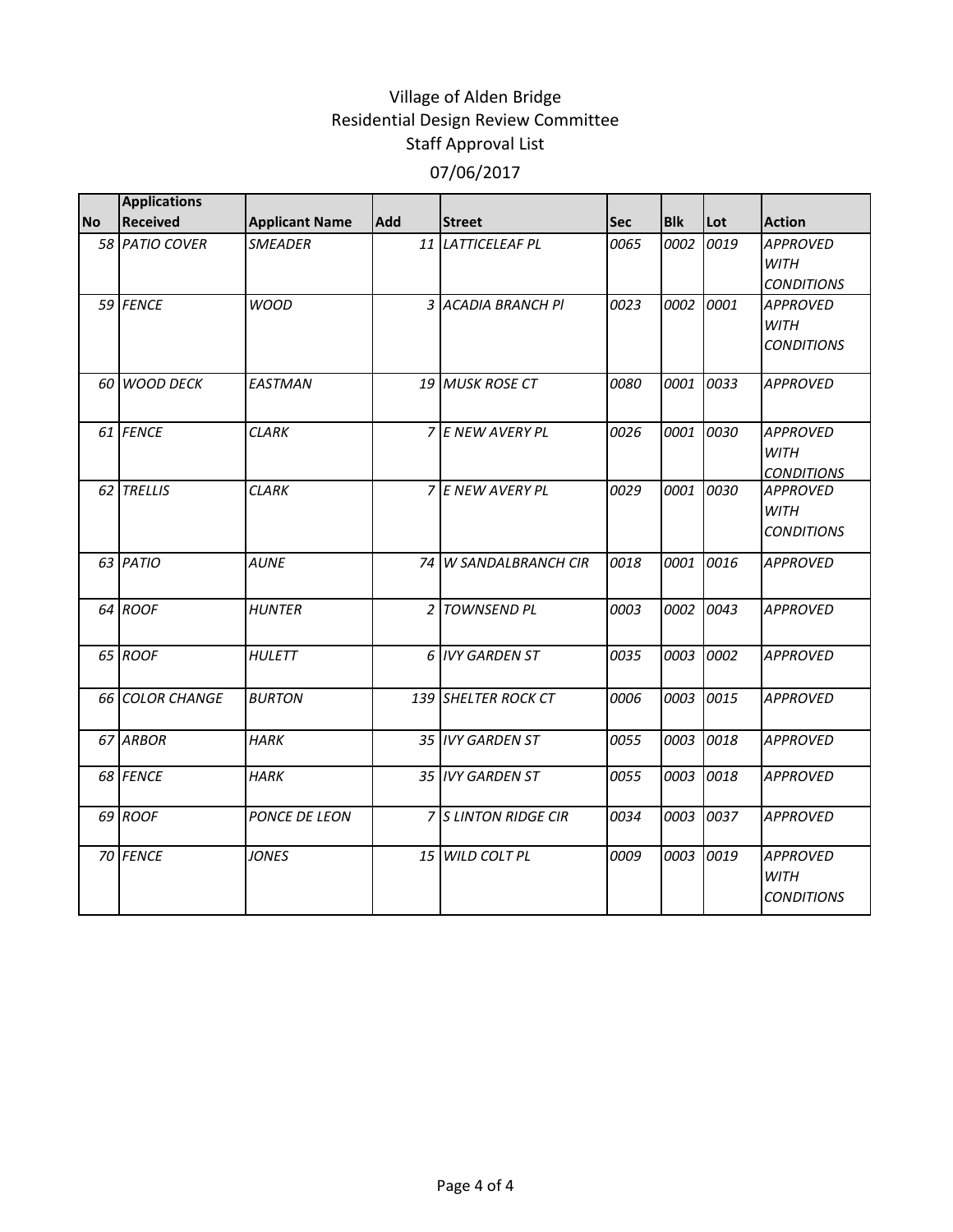# Village of Alden Bridge
## Residential Design Review Committee
## Staff Approval List
## 07/06/2017

| No | Applications Received | Applicant Name | Add | Street | Sec | Blk | Lot | Action |
|---|---|---|---|---|---|---|---|---|
| 58 | PATIO COVER | SMEADER | 11 | LATTICELEAF PL | 0065 | 0002 | 0019 | APPROVED WITH CONDITIONS |
| 59 | FENCE | WOOD | 3 | ACADIA BRANCH Pl | 0023 | 0002 | 0001 | APPROVED WITH CONDITIONS |
| 60 | WOOD DECK | EASTMAN | 19 | MUSK ROSE CT | 0080 | 0001 | 0033 | APPROVED |
| 61 | FENCE | CLARK | 7 | E NEW AVERY PL | 0026 | 0001 | 0030 | APPROVED WITH CONDITIONS |
| 62 | TRELLIS | CLARK | 7 | E NEW AVERY PL | 0029 | 0001 | 0030 | APPROVED WITH CONDITIONS |
| 63 | PATIO | AUNE | 74 | W SANDALBRANCH CIR | 0018 | 0001 | 0016 | APPROVED |
| 64 | ROOF | HUNTER | 2 | TOWNSEND PL | 0003 | 0002 | 0043 | APPROVED |
| 65 | ROOF | HULETT | 6 | IVY GARDEN ST | 0035 | 0003 | 0002 | APPROVED |
| 66 | COLOR CHANGE | BURTON | 139 | SHELTER ROCK CT | 0006 | 0003 | 0015 | APPROVED |
| 67 | ARBOR | HARK | 35 | IVY GARDEN ST | 0055 | 0003 | 0018 | APPROVED |
| 68 | FENCE | HARK | 35 | IVY GARDEN ST | 0055 | 0003 | 0018 | APPROVED |
| 69 | ROOF | PONCE DE LEON | 7 | S LINTON RIDGE CIR | 0034 | 0003 | 0037 | APPROVED |
| 70 | FENCE | JONES | 15 | WILD COLT PL | 0009 | 0003 | 0019 | APPROVED WITH CONDITIONS |